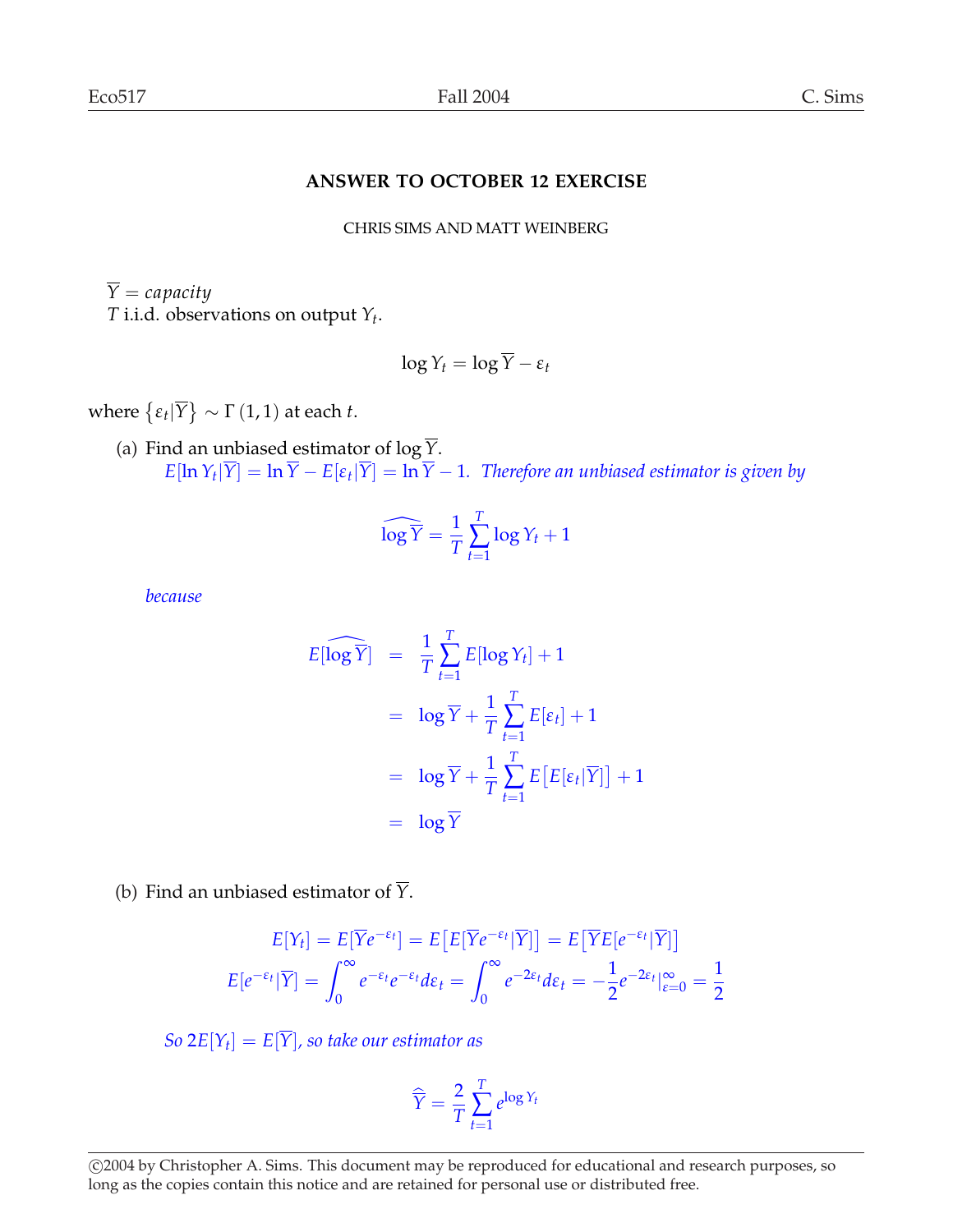# ANSWER TO OCTOBER 12 EXERCISE

CHRIS SIMS AND MATT WEINBERG

$\overline{Y} = capacity$

$T$ i.i.d. observations on output $Y_t$.

$$\log Y_t = \log \overline{Y} - \varepsilon_t$$

where $\{\varepsilon_t | \overline{Y}\} \sim \Gamma(1, 1)$ at each $t$.

(a) Find an unbiased estimator of $\log \overline{Y}$.

*$E[\ln Y_t|\overline{Y}] = \ln \overline{Y} - E[\varepsilon_t|\overline{Y}] = \ln \overline{Y} - 1$. Therefore an unbiased estimator is given by*

$$\widehat{\log \overline{Y}} = \frac{1}{T}\sum_{t=1}^{T} \log Y_t + 1$$

*because*

$$\begin{aligned}
E[\widehat{\log \overline{Y}}] &= \frac{1}{T}\sum_{t=1}^{T} E[\log Y_t] + 1 \\
&= \log \overline{Y} + \frac{1}{T}\sum_{t=1}^{T} E[\varepsilon_t] + 1 \\
&= \log \overline{Y} + \frac{1}{T}\sum_{t=1}^{T} E\big[E[\varepsilon_t|\overline{Y}]\big] + 1 \\
&= \log \overline{Y}
\end{aligned}$$

(b) Find an unbiased estimator of $\overline{Y}$.

$$E[Y_t] = E[\overline{Y}e^{-\varepsilon_t}] = E\big[E[\overline{Y}e^{-\varepsilon_t}|\overline{Y}]\big] = E\big[\overline{Y}E[e^{-\varepsilon_t}|\overline{Y}]\big]$$

$$E[e^{-\varepsilon_t}|\overline{Y}] = \int_0^\infty e^{-\varepsilon_t}e^{-\varepsilon_t}d\varepsilon_t = \int_0^\infty e^{-2\varepsilon_t}d\varepsilon_t = -\frac{1}{2}e^{-2\varepsilon_t}|_{\varepsilon=0}^{\infty} = \frac{1}{2}$$

*So $2E[Y_t] = E[\overline{Y}]$, so take our estimator as*

$$\widehat{\overline{Y}} = \frac{2}{T}\sum_{t=1}^{T} e^{\log Y_t}$$

©2004 by Christopher A. Sims. This document may be reproduced for educational and research purposes, so long as the copies contain this notice and are retained for personal use or distributed free.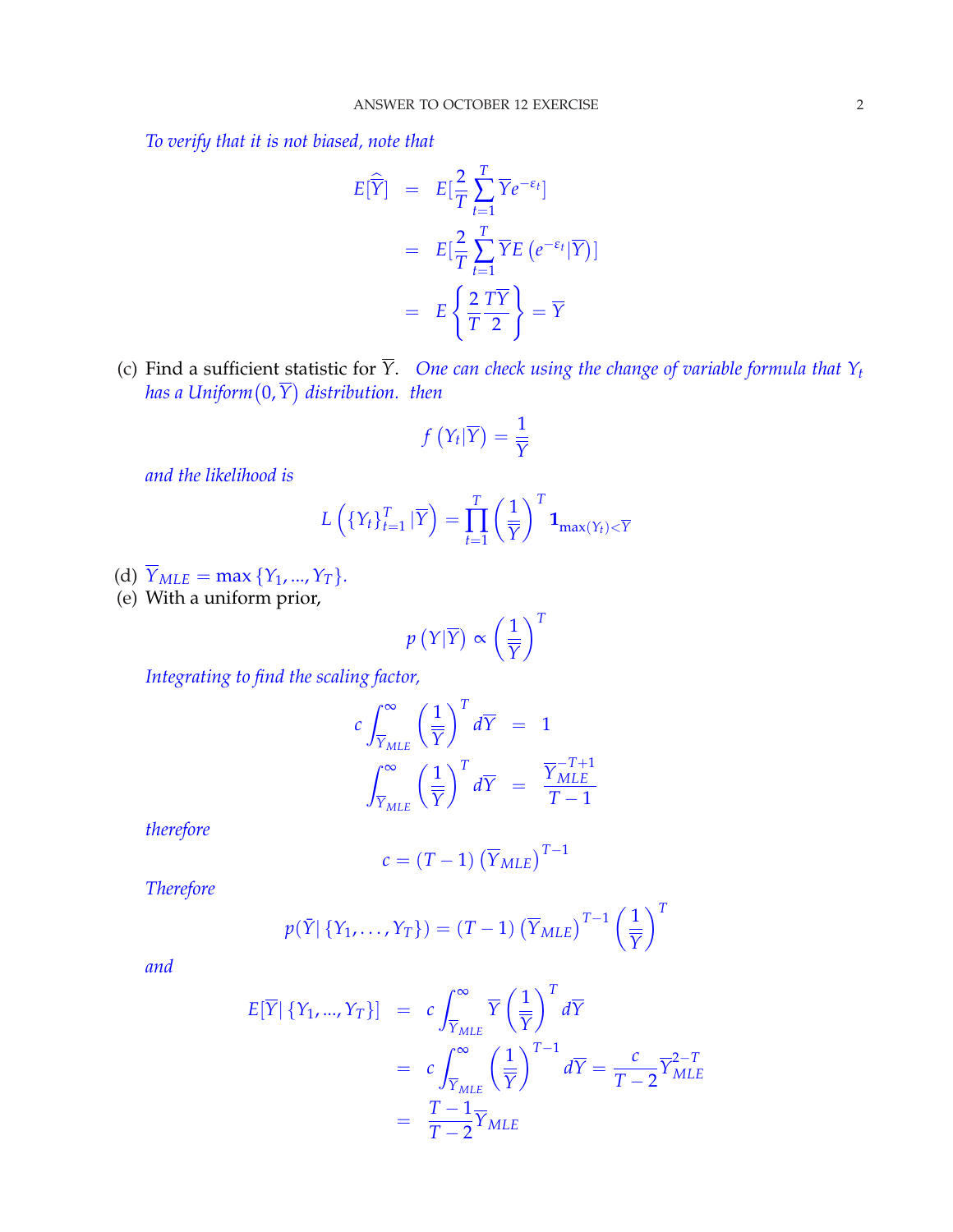*To verify that it is not biased, note that*

$$
\begin{aligned}
E[\widehat{\overline{Y}}] &= E[\frac{2}{T}\sum_{t=1}^{T}\overline{Y}e^{-\varepsilon_t}] \\
&= E[\frac{2}{T}\sum_{t=1}^{T}\overline{Y}E\left(e^{-\varepsilon_t}|\overline{Y}\right)] \\
&= E\left\{\frac{2}{T}\frac{T\overline{Y}}{2}\right\} = \overline{Y}
\end{aligned}
$$

(c) Find a sufficient statistic for $\overline{Y}$. *One can check using the change of variable formula that $Y_t$ has a Uniform$(0, \overline{Y})$ distribution. then*

$$
f\left(Y_t|\overline{Y}\right) = \frac{1}{\overline{Y}}
$$

*and the likelihood is*

$$
L\left(\{Y_t\}_{t=1}^{T}|\overline{Y}\right) = \prod_{t=1}^{T}\left(\frac{1}{\overline{Y}}\right)^{T}\mathbf{1}_{\max(Y_t)<\overline{Y}}
$$

(d) $\overline{Y}_{MLE} = \max\{Y_1, ..., Y_T\}$.

(e) With a uniform prior,

$$
p\left(Y|\overline{Y}\right) \propto \left(\frac{1}{\overline{Y}}\right)^{T}
$$

*Integrating to find the scaling factor,*

$$
\begin{aligned}
c\int_{\overline{Y}_{MLE}}^{\infty}\left(\frac{1}{\overline{Y}}\right)^{T}d\overline{Y} &= 1 \\
\int_{\overline{Y}_{MLE}}^{\infty}\left(\frac{1}{\overline{Y}}\right)^{T}d\overline{Y} &= \frac{\overline{Y}_{MLE}^{-T+1}}{T-1}
\end{aligned}
$$

*therefore*

$$
c = (T-1)\left(\overline{Y}_{MLE}\right)^{T-1}
$$

*Therefore*

$$
p(\bar{Y}|\{Y_1, \ldots, Y_T\}) = (T-1)\left(\overline{Y}_{MLE}\right)^{T-1}\left(\frac{1}{\overline{Y}}\right)^{T}
$$

*and*

$$
\begin{aligned}
E[\overline{Y}|\{Y_1, ..., Y_T\}] &= c\int_{\overline{Y}_{MLE}}^{\infty}\overline{Y}\left(\frac{1}{\overline{Y}}\right)^{T}d\overline{Y} \\
&= c\int_{\overline{Y}_{MLE}}^{\infty}\left(\frac{1}{\overline{Y}}\right)^{T-1}d\overline{Y} = \frac{c}{T-2}\overline{Y}_{MLE}^{2-T} \\
&= \frac{T-1}{T-2}\overline{Y}_{MLE}
\end{aligned}
$$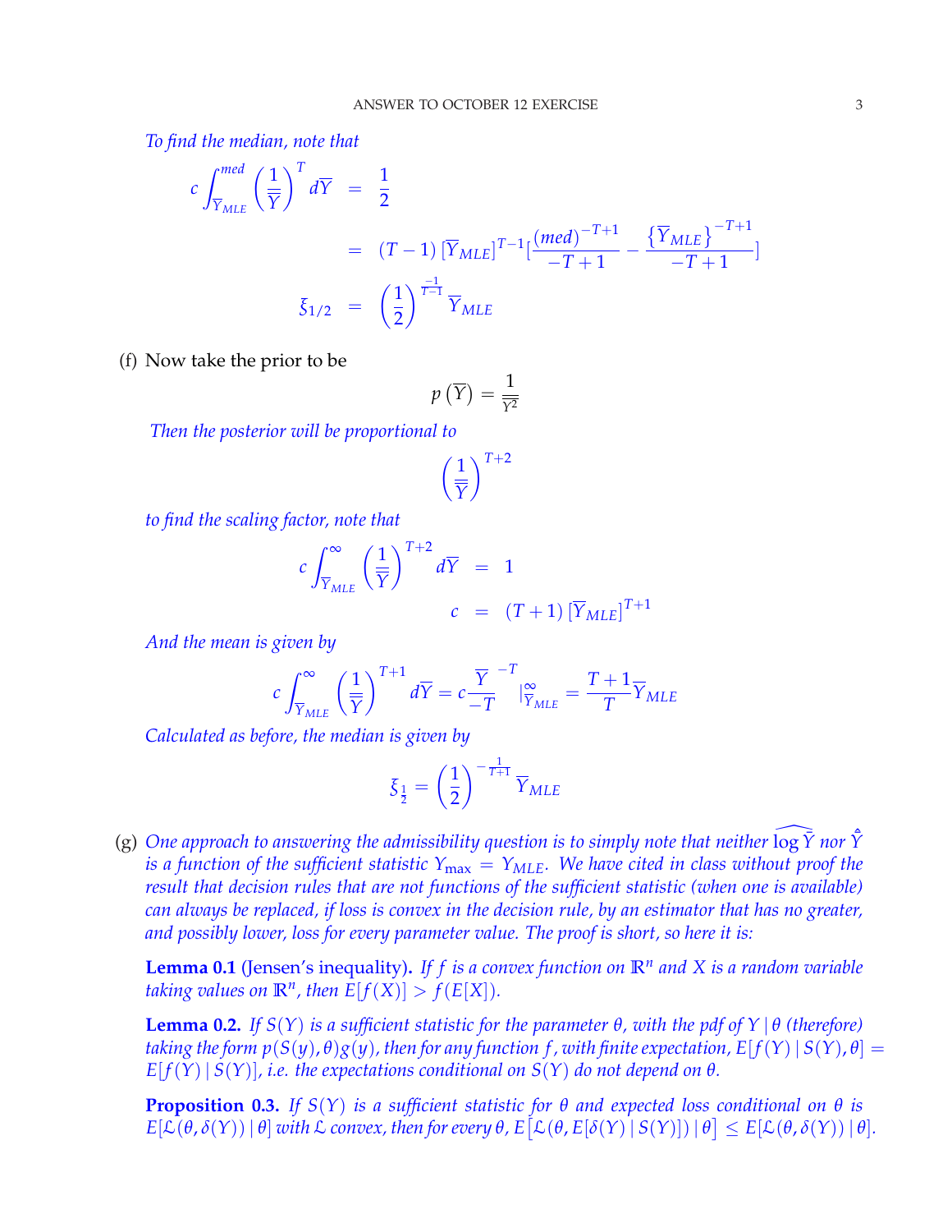*To find the median, note that*

$$
\begin{aligned}
c\int_{\overline{Y}_{MLE}}^{med}\left(\frac{1}{\overline{Y}}\right)^{T}d\overline{Y} &= \frac{1}{2} \\
&= (T-1)\left[\overline{Y}_{MLE}\right]^{T-1}\left[\frac{(med)^{-T+1}}{-T+1}-\frac{\left\{\overline{Y}_{MLE}\right\}^{-T+1}}{-T+1}\right] \\
\xi_{1/2} &= \left(\frac{1}{2}\right)^{\frac{-1}{T-1}}\overline{Y}_{MLE}
\end{aligned}
$$

(f) Now take the prior to be

$$
p\left(\overline{Y}\right)=\frac{1}{\overline{Y}^{2}}
$$

*Then the posterior will be proportional to*

$$
\left(\frac{1}{\overline{Y}}\right)^{T+2}
$$

*to find the scaling factor, note that*

$$
\begin{aligned}
c\int_{\overline{Y}_{MLE}}^{\infty}\left(\frac{1}{\overline{Y}}\right)^{T+2}d\overline{Y} &= 1 \\
c &= (T+1)\left[\overline{Y}_{MLE}\right]^{T+1}
\end{aligned}
$$

*And the mean is given by*

$$
c\int_{\overline{Y}_{MLE}}^{\infty}\left(\frac{1}{\overline{Y}}\right)^{T+1}d\overline{Y}=c\frac{\overline{Y}^{-T}}{-T}\Big|_{\overline{Y}_{MLE}}^{\infty}=\frac{T+1}{T}\overline{Y}_{MLE}
$$

*Calculated as before, the median is given by*

$$
\xi_{\frac{1}{2}}=\left(\frac{1}{2}\right)^{-\frac{1}{T+1}}\overline{Y}_{MLE}
$$

(g) *One approach to answering the admissibility question is to simply note that neither $\widehat{\log\overline{Y}}$ nor $\hat{\overline{Y}}$ is a function of the sufficient statistic $Y_{\max}=Y_{MLE}$. We have cited in class without proof the result that decision rules that are not functions of the sufficient statistic (when one is available) can always be replaced, if loss is convex in the decision rule, by an estimator that has no greater, and possibly lower, loss for every parameter value. The proof is short, so here it is:*

**Lemma 0.1** (Jensen's inequality)**.** *If $f$ is a convex function on $\mathbb{R}^n$ and $X$ is a random variable taking values on $\mathbb{R}^n$, then $E[f(X)]>f(E[X])$.*

**Lemma 0.2.** *If $S(Y)$ is a sufficient statistic for the parameter $\theta$, with the pdf of $Y\mid\theta$ (therefore) taking the form $p(S(y),\theta)g(y)$, then for any function $f$, with finite expectation, $E[f(Y)\mid S(Y),\theta]=E[f(Y)\mid S(Y)]$, i.e. the expectations conditional on $S(Y)$ do not depend on $\theta$.*

**Proposition 0.3.** *If $S(Y)$ is a sufficient statistic for $\theta$ and expected loss conditional on $\theta$ is $E[\mathcal{L}(\theta,\delta(Y))\mid\theta]$ with $\mathcal{L}$ convex, then for every $\theta$, $E\left[\mathcal{L}(\theta,E[\delta(Y)\mid S(Y)])\mid\theta\right]\leq E[\mathcal{L}(\theta,\delta(Y))\mid\theta]$.*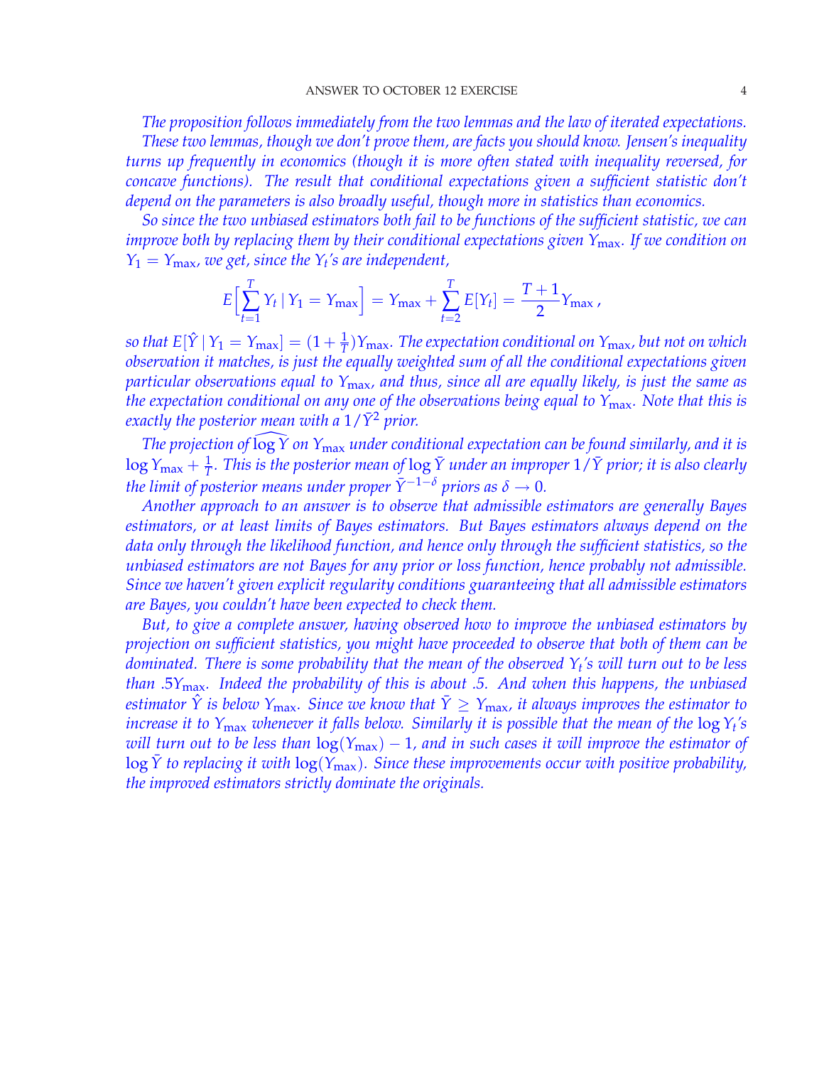*The proposition follows immediately from the two lemmas and the law of iterated expectations. These two lemmas, though we don't prove them, are facts you should know. Jensen's inequality turns up frequently in economics (though it is more often stated with inequality reversed, for concave functions). The result that conditional expectations given a sufficient statistic don't depend on the parameters is also broadly useful, though more in statistics than economics.*

*So since the two unbiased estimators both fail to be functions of the sufficient statistic, we can improve both by replacing them by their conditional expectations given $Y_{\max}$. If we condition on $Y_1 = Y_{\max}$, we get, since the $Y_t$'s are independent,*

$$E\Big[\sum_{t=1}^{T} Y_t \,|\, Y_1 = Y_{\max}\Big] = Y_{\max} + \sum_{t=2}^{T} E[Y_t] = \frac{T+1}{2} Y_{\max}\,,$$

*so that $E[\hat{Y} \,|\, Y_1 = Y_{\max}] = (1 + \frac{1}{T})Y_{\max}$. The expectation conditional on $Y_{\max}$, but not on which observation it matches, is just the equally weighted sum of all the conditional expectations given particular observations equal to $Y_{\max}$, and thus, since all are equally likely, is just the same as the expectation conditional on any one of the observations being equal to $Y_{\max}$. Note that this is exactly the posterior mean with a $1/\bar{Y}^2$ prior.*

*The projection of $\widehat{\log Y}$ on $Y_{\max}$ under conditional expectation can be found similarly, and it is $\log Y_{\max} + \frac{1}{T}$. This is the posterior mean of $\log \bar{Y}$ under an improper $1/\bar{Y}$ prior; it is also clearly the limit of posterior means under proper $\bar{Y}^{-1-\delta}$ priors as $\delta \to 0$.*

*Another approach to an answer is to observe that admissible estimators are generally Bayes estimators, or at least limits of Bayes estimators. But Bayes estimators always depend on the data only through the likelihood function, and hence only through the sufficient statistics, so the unbiased estimators are not Bayes for any prior or loss function, hence probably not admissible. Since we haven't given explicit regularity conditions guaranteeing that all admissible estimators are Bayes, you couldn't have been expected to check them.*

*But, to give a complete answer, having observed how to improve the unbiased estimators by projection on sufficient statistics, you might have proceeded to observe that both of them can be dominated. There is some probability that the mean of the observed $Y_t$'s will turn out to be less than $.5Y_{\max}$. Indeed the probability of this is about .5. And when this happens, the unbiased estimator $\hat{Y}$ is below $Y_{\max}$. Since we know that $\bar{Y} \geq Y_{\max}$, it always improves the estimator to increase it to $Y_{\max}$ whenever it falls below. Similarly it is possible that the mean of the $\log Y_t$'s will turn out to be less than $\log(Y_{\max}) - 1$, and in such cases it will improve the estimator of $\log \bar{Y}$ to replacing it with $\log(Y_{\max})$. Since these improvements occur with positive probability, the improved estimators strictly dominate the originals.*